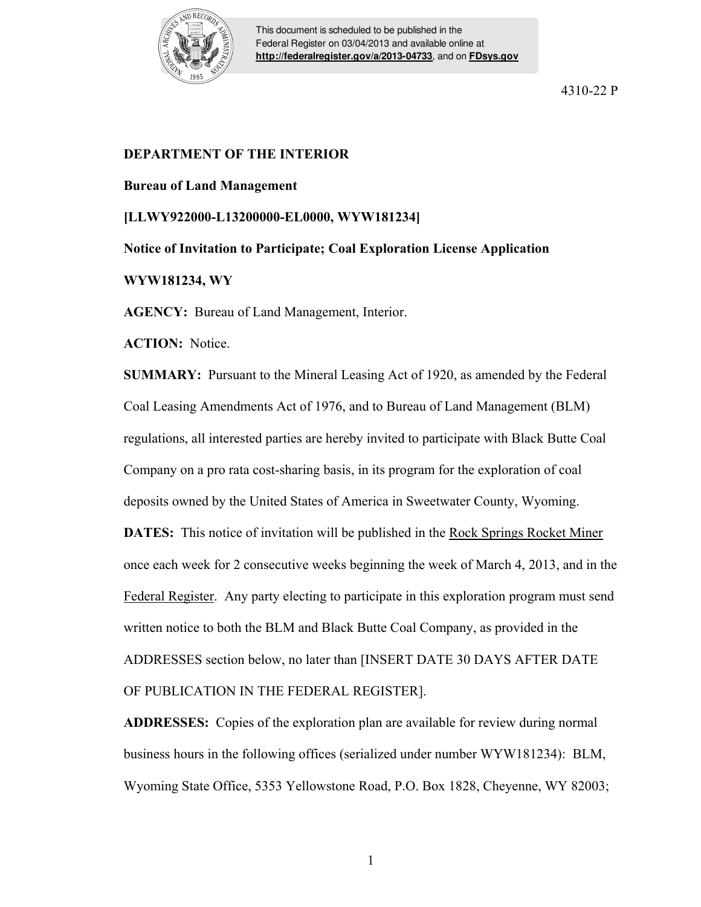This document is scheduled to be published in the Federal Register on 03/04/2013 and available online at **http://federalregister.gov/a/2013-04733**, and on **FDsys.gov**

4310-22 P

**DEPARTMENT OF THE INTERIOR**

**Bureau of Land Management**

**[LLWY922000-L13200000-EL0000, WYW181234]**

**Notice of Invitation to Participate; Coal Exploration License Application WYW181234, WY**

**AGENCY:** Bureau of Land Management, Interior.

**ACTION:** Notice.

**SUMMARY:** Pursuant to the Mineral Leasing Act of 1920, as amended by the Federal Coal Leasing Amendments Act of 1976, and to Bureau of Land Management (BLM) regulations, all interested parties are hereby invited to participate with Black Butte Coal Company on a pro rata cost-sharing basis, in its program for the exploration of coal deposits owned by the United States of America in Sweetwater County, Wyoming.

**DATES:** This notice of invitation will be published in the Rock Springs Rocket Miner once each week for 2 consecutive weeks beginning the week of March 4, 2013, and in the Federal Register. Any party electing to participate in this exploration program must send written notice to both the BLM and Black Butte Coal Company, as provided in the ADDRESSES section below, no later than [INSERT DATE 30 DAYS AFTER DATE OF PUBLICATION IN THE FEDERAL REGISTER].

**ADDRESSES:** Copies of the exploration plan are available for review during normal business hours in the following offices (serialized under number WYW181234): BLM, Wyoming State Office, 5353 Yellowstone Road, P.O. Box 1828, Cheyenne, WY 82003;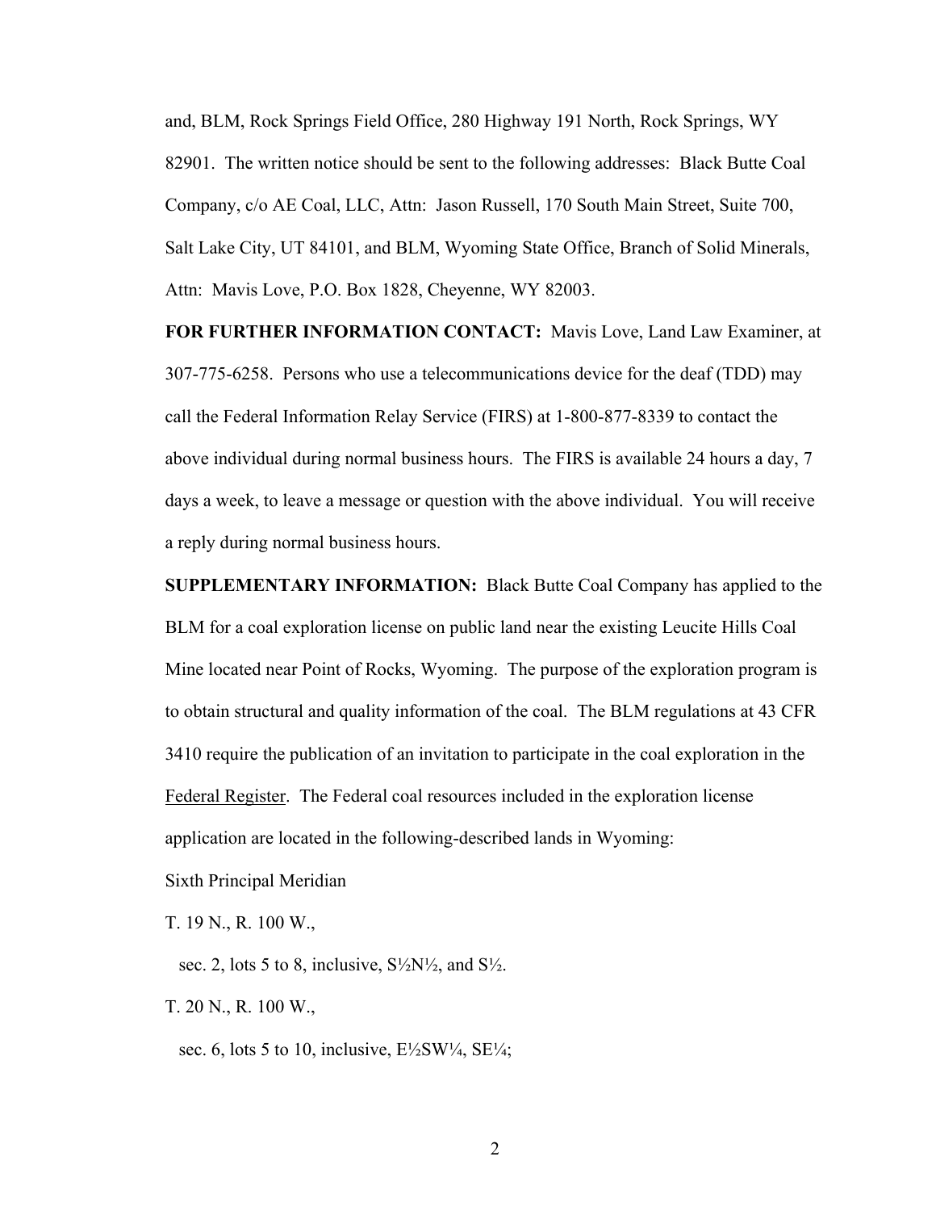and, BLM, Rock Springs Field Office, 280 Highway 191 North, Rock Springs, WY 82901. The written notice should be sent to the following addresses: Black Butte Coal Company, c/o AE Coal, LLC, Attn: Jason Russell, 170 South Main Street, Suite 700, Salt Lake City, UT 84101, and BLM, Wyoming State Office, Branch of Solid Minerals, Attn: Mavis Love, P.O. Box 1828, Cheyenne, WY 82003.

**FOR FURTHER INFORMATION CONTACT:** Mavis Love, Land Law Examiner, at 307-775-6258. Persons who use a telecommunications device for the deaf (TDD) may call the Federal Information Relay Service (FIRS) at 1-800-877-8339 to contact the above individual during normal business hours. The FIRS is available 24 hours a day, 7 days a week, to leave a message or question with the above individual. You will receive a reply during normal business hours.

**SUPPLEMENTARY INFORMATION:** Black Butte Coal Company has applied to the BLM for a coal exploration license on public land near the existing Leucite Hills Coal Mine located near Point of Rocks, Wyoming. The purpose of the exploration program is to obtain structural and quality information of the coal. The BLM regulations at 43 CFR 3410 require the publication of an invitation to participate in the coal exploration in the Federal Register. The Federal coal resources included in the exploration license application are located in the following-described lands in Wyoming:

Sixth Principal Meridian

T. 19 N., R. 100 W.,

sec. 2, lots 5 to 8, inclusive, S½N½, and S½.

T. 20 N., R. 100 W.,

sec. 6, lots 5 to 10, inclusive, E½SW¼, SE¼;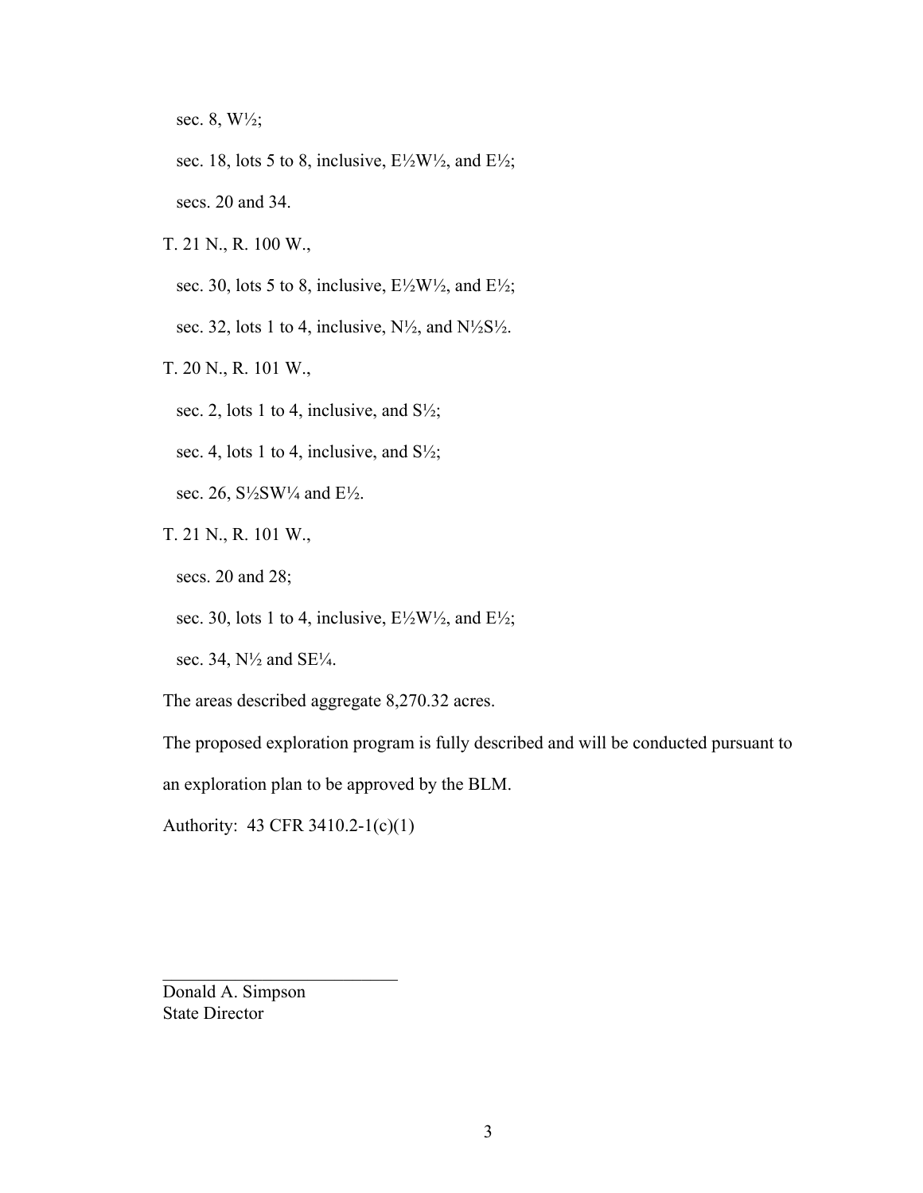sec. 8, W½;

sec. 18, lots 5 to 8, inclusive, E½W½, and E½;

secs. 20 and 34.

T. 21 N., R. 100 W.,

sec. 30, lots 5 to 8, inclusive, E½W½, and E½;

sec. 32, lots 1 to 4, inclusive, N½, and N½S½.

T. 20 N., R. 101 W.,

sec. 2, lots 1 to 4, inclusive, and S½;

sec. 4, lots 1 to 4, inclusive, and S½;

sec. 26, S½SW¼ and E½.

T. 21 N., R. 101 W.,

secs. 20 and 28;

sec. 30, lots 1 to 4, inclusive, E½W½, and E½;

sec. 34, N½ and SE¼.

The areas described aggregate 8,270.32 acres.

The proposed exploration program is fully described and will be conducted pursuant to an exploration plan to be approved by the BLM.

Authority: 43 CFR 3410.2-1(c)(1)

\_\_\_\_\_\_\_\_\_\_\_\_\_\_\_\_\_\_\_\_\_\_\_\_\_\_

Donald A. Simpson
State Director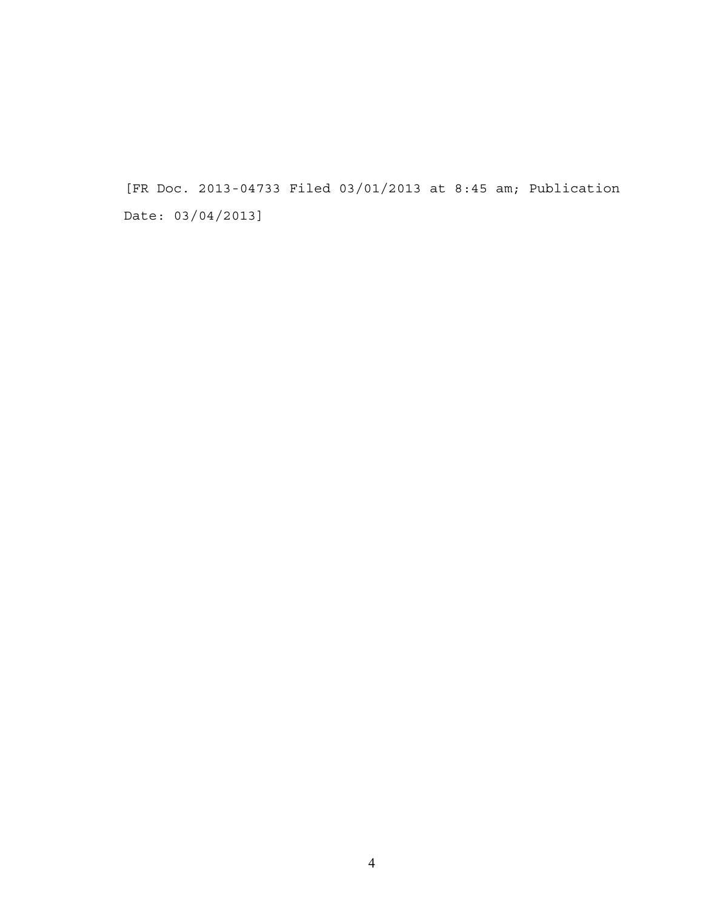[FR Doc. 2013-04733 Filed 03/01/2013 at 8:45 am; Publication Date: 03/04/2013]